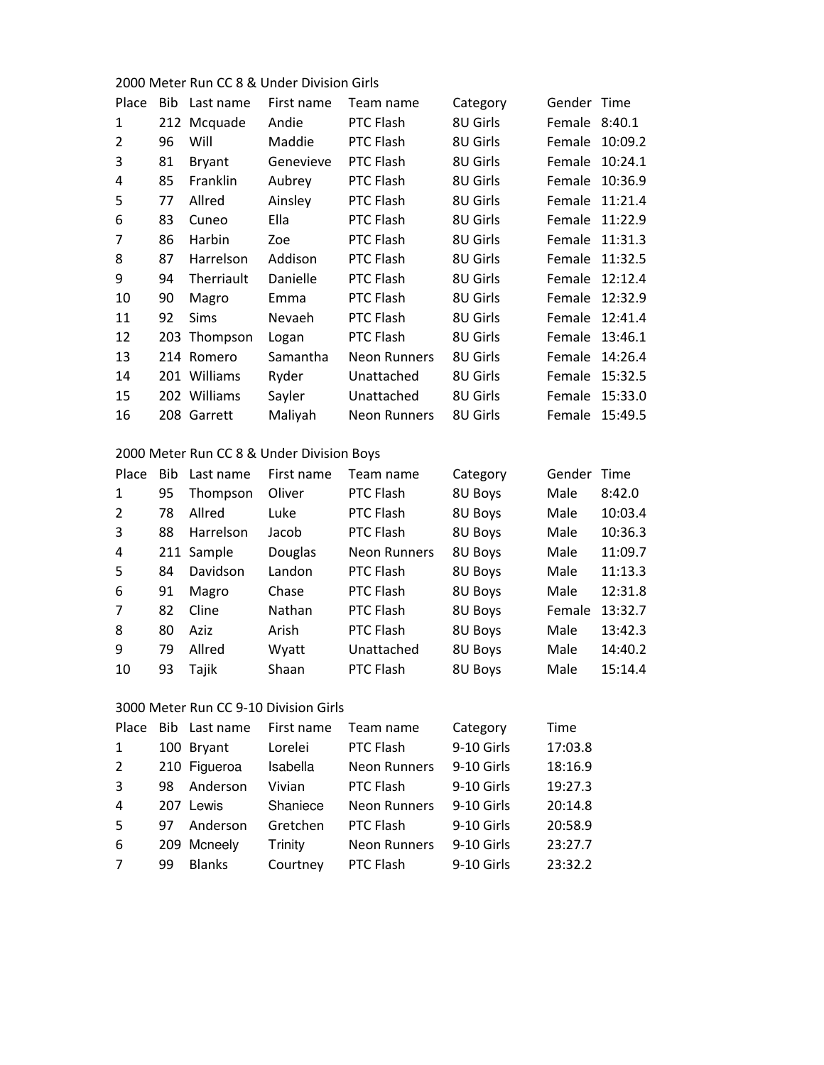2000 Meter Run CC 8 & Under Division Girls

| Place | Bib | Last name | First name | Team name | Category | Gender | Time |
|---|---|---|---|---|---|---|---|
| 1 | 212 | Mcquade | Andie | PTC Flash | 8U Girls | Female | 8:40.1 |
| 2 | 96 | Will | Maddie | PTC Flash | 8U Girls | Female | 10:09.2 |
| 3 | 81 | Bryant | Genevieve | PTC Flash | 8U Girls | Female | 10:24.1 |
| 4 | 85 | Franklin | Aubrey | PTC Flash | 8U Girls | Female | 10:36.9 |
| 5 | 77 | Allred | Ainsley | PTC Flash | 8U Girls | Female | 11:21.4 |
| 6 | 83 | Cuneo | Ella | PTC Flash | 8U Girls | Female | 11:22.9 |
| 7 | 86 | Harbin | Zoe | PTC Flash | 8U Girls | Female | 11:31.3 |
| 8 | 87 | Harrelson | Addison | PTC Flash | 8U Girls | Female | 11:32.5 |
| 9 | 94 | Therriault | Danielle | PTC Flash | 8U Girls | Female | 12:12.4 |
| 10 | 90 | Magro | Emma | PTC Flash | 8U Girls | Female | 12:32.9 |
| 11 | 92 | Sims | Nevaeh | PTC Flash | 8U Girls | Female | 12:41.4 |
| 12 | 203 | Thompson | Logan | PTC Flash | 8U Girls | Female | 13:46.1 |
| 13 | 214 | Romero | Samantha | Neon Runners | 8U Girls | Female | 14:26.4 |
| 14 | 201 | Williams | Ryder | Unattached | 8U Girls | Female | 15:32.5 |
| 15 | 202 | Williams | Sayler | Unattached | 8U Girls | Female | 15:33.0 |
| 16 | 208 | Garrett | Maliyah | Neon Runners | 8U Girls | Female | 15:49.5 |

2000 Meter Run CC 8 & Under Division Boys

| Place | Bib | Last name | First name | Team name | Category | Gender | Time |
|---|---|---|---|---|---|---|---|
| 1 | 95 | Thompson | Oliver | PTC Flash | 8U Boys | Male | 8:42.0 |
| 2 | 78 | Allred | Luke | PTC Flash | 8U Boys | Male | 10:03.4 |
| 3 | 88 | Harrelson | Jacob | PTC Flash | 8U Boys | Male | 10:36.3 |
| 4 | 211 | Sample | Douglas | Neon Runners | 8U Boys | Male | 11:09.7 |
| 5 | 84 | Davidson | Landon | PTC Flash | 8U Boys | Male | 11:13.3 |
| 6 | 91 | Magro | Chase | PTC Flash | 8U Boys | Male | 12:31.8 |
| 7 | 82 | Cline | Nathan | PTC Flash | 8U Boys | Female | 13:32.7 |
| 8 | 80 | Aziz | Arish | PTC Flash | 8U Boys | Male | 13:42.3 |
| 9 | 79 | Allred | Wyatt | Unattached | 8U Boys | Male | 14:40.2 |
| 10 | 93 | Tajik | Shaan | PTC Flash | 8U Boys | Male | 15:14.4 |

3000 Meter Run CC 9-10 Division Girls

| Place | Bib | Last name | First name | Team name | Category | Time |
|---|---|---|---|---|---|---|
| 1 | 100 | Bryant | Lorelei | PTC Flash | 9-10 Girls | 17:03.8 |
| 2 | 210 | Figueroa | Isabella | Neon Runners | 9-10 Girls | 18:16.9 |
| 3 | 98 | Anderson | Vivian | PTC Flash | 9-10 Girls | 19:27.3 |
| 4 | 207 | Lewis | Shaniece | Neon Runners | 9-10 Girls | 20:14.8 |
| 5 | 97 | Anderson | Gretchen | PTC Flash | 9-10 Girls | 20:58.9 |
| 6 | 209 | Mcneely | Trinity | Neon Runners | 9-10 Girls | 23:27.7 |
| 7 | 99 | Blanks | Courtney | PTC Flash | 9-10 Girls | 23:32.2 |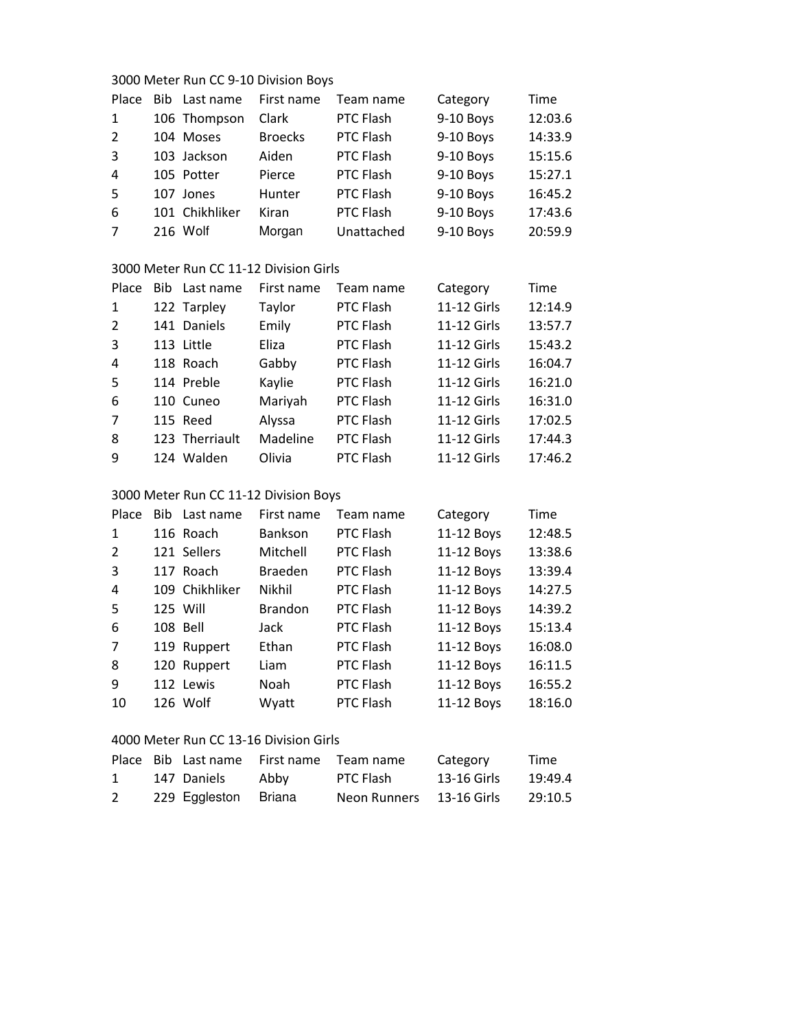3000 Meter Run CC 9-10 Division Boys

| Place | Bib | Last name | First name | Team name | Category | Time |
|---|---|---|---|---|---|---|
| 1 | 106 | Thompson | Clark | PTC Flash | 9-10 Boys | 12:03.6 |
| 2 | 104 | Moses | Broecks | PTC Flash | 9-10 Boys | 14:33.9 |
| 3 | 103 | Jackson | Aiden | PTC Flash | 9-10 Boys | 15:15.6 |
| 4 | 105 | Potter | Pierce | PTC Flash | 9-10 Boys | 15:27.1 |
| 5 | 107 | Jones | Hunter | PTC Flash | 9-10 Boys | 16:45.2 |
| 6 | 101 | Chikhliker | Kiran | PTC Flash | 9-10 Boys | 17:43.6 |
| 7 | 216 | Wolf | Morgan | Unattached | 9-10 Boys | 20:59.9 |

3000 Meter Run CC 11-12 Division Girls

| Place | Bib | Last name | First name | Team name | Category | Time |
|---|---|---|---|---|---|---|
| 1 | 122 | Tarpley | Taylor | PTC Flash | 11-12 Girls | 12:14.9 |
| 2 | 141 | Daniels | Emily | PTC Flash | 11-12 Girls | 13:57.7 |
| 3 | 113 | Little | Eliza | PTC Flash | 11-12 Girls | 15:43.2 |
| 4 | 118 | Roach | Gabby | PTC Flash | 11-12 Girls | 16:04.7 |
| 5 | 114 | Preble | Kaylie | PTC Flash | 11-12 Girls | 16:21.0 |
| 6 | 110 | Cuneo | Mariyah | PTC Flash | 11-12 Girls | 16:31.0 |
| 7 | 115 | Reed | Alyssa | PTC Flash | 11-12 Girls | 17:02.5 |
| 8 | 123 | Therriault | Madeline | PTC Flash | 11-12 Girls | 17:44.3 |
| 9 | 124 | Walden | Olivia | PTC Flash | 11-12 Girls | 17:46.2 |

3000 Meter Run CC 11-12 Division Boys

| Place | Bib | Last name | First name | Team name | Category | Time |
|---|---|---|---|---|---|---|
| 1 | 116 | Roach | Bankson | PTC Flash | 11-12 Boys | 12:48.5 |
| 2 | 121 | Sellers | Mitchell | PTC Flash | 11-12 Boys | 13:38.6 |
| 3 | 117 | Roach | Braeden | PTC Flash | 11-12 Boys | 13:39.4 |
| 4 | 109 | Chikhliker | Nikhil | PTC Flash | 11-12 Boys | 14:27.5 |
| 5 | 125 | Will | Brandon | PTC Flash | 11-12 Boys | 14:39.2 |
| 6 | 108 | Bell | Jack | PTC Flash | 11-12 Boys | 15:13.4 |
| 7 | 119 | Ruppert | Ethan | PTC Flash | 11-12 Boys | 16:08.0 |
| 8 | 120 | Ruppert | Liam | PTC Flash | 11-12 Boys | 16:11.5 |
| 9 | 112 | Lewis | Noah | PTC Flash | 11-12 Boys | 16:55.2 |
| 10 | 126 | Wolf | Wyatt | PTC Flash | 11-12 Boys | 18:16.0 |

4000 Meter Run CC 13-16 Division Girls

| Place | Bib | Last name | First name | Team name | Category | Time |
|---|---|---|---|---|---|---|
| 1 | 147 | Daniels | Abby | PTC Flash | 13-16 Girls | 19:49.4 |
| 2 | 229 | Eggleston | Briana | Neon Runners | 13-16 Girls | 29:10.5 |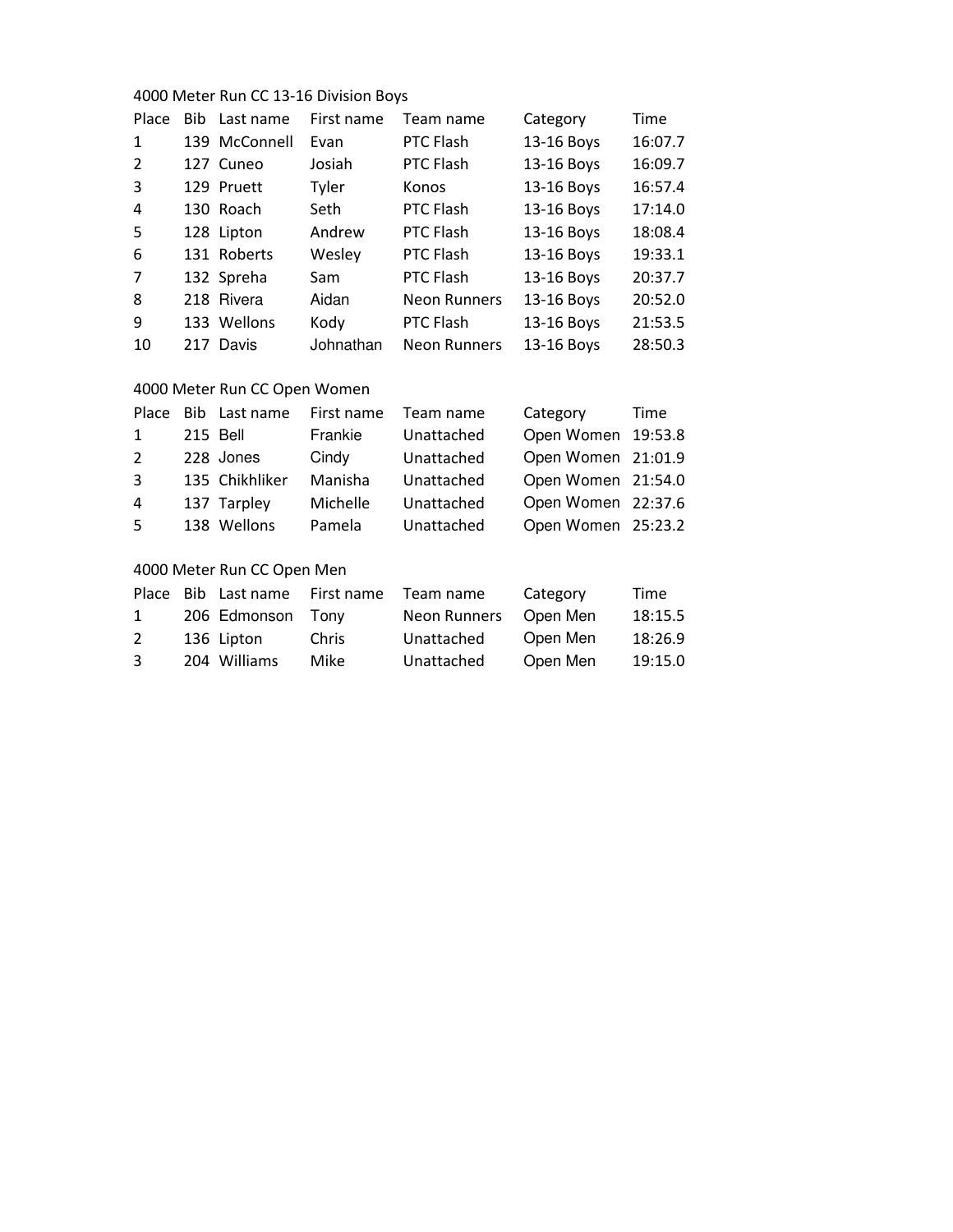4000 Meter Run CC 13-16 Division Boys

| Place | Bib | Last name | First name | Team name | Category | Time |
|---|---|---|---|---|---|---|
| 1 | 139 | McConnell | Evan | PTC Flash | 13-16 Boys | 16:07.7 |
| 2 | 127 | Cuneo | Josiah | PTC Flash | 13-16 Boys | 16:09.7 |
| 3 | 129 | Pruett | Tyler | Konos | 13-16 Boys | 16:57.4 |
| 4 | 130 | Roach | Seth | PTC Flash | 13-16 Boys | 17:14.0 |
| 5 | 128 | Lipton | Andrew | PTC Flash | 13-16 Boys | 18:08.4 |
| 6 | 131 | Roberts | Wesley | PTC Flash | 13-16 Boys | 19:33.1 |
| 7 | 132 | Spreha | Sam | PTC Flash | 13-16 Boys | 20:37.7 |
| 8 | 218 | Rivera | Aidan | Neon Runners | 13-16 Boys | 20:52.0 |
| 9 | 133 | Wellons | Kody | PTC Flash | 13-16 Boys | 21:53.5 |
| 10 | 217 | Davis | Johnathan | Neon Runners | 13-16 Boys | 28:50.3 |

4000 Meter Run CC Open Women

| Place | Bib | Last name | First name | Team name | Category | Time |
|---|---|---|---|---|---|---|
| 1 | 215 | Bell | Frankie | Unattached | Open Women | 19:53.8 |
| 2 | 228 | Jones | Cindy | Unattached | Open Women | 21:01.9 |
| 3 | 135 | Chikhliker | Manisha | Unattached | Open Women | 21:54.0 |
| 4 | 137 | Tarpley | Michelle | Unattached | Open Women | 22:37.6 |
| 5 | 138 | Wellons | Pamela | Unattached | Open Women | 25:23.2 |

4000 Meter Run CC Open Men

| Place | Bib | Last name | First name | Team name | Category | Time |
|---|---|---|---|---|---|---|
| 1 | 206 | Edmonson | Tony | Neon Runners | Open Men | 18:15.5 |
| 2 | 136 | Lipton | Chris | Unattached | Open Men | 18:26.9 |
| 3 | 204 | Williams | Mike | Unattached | Open Men | 19:15.0 |